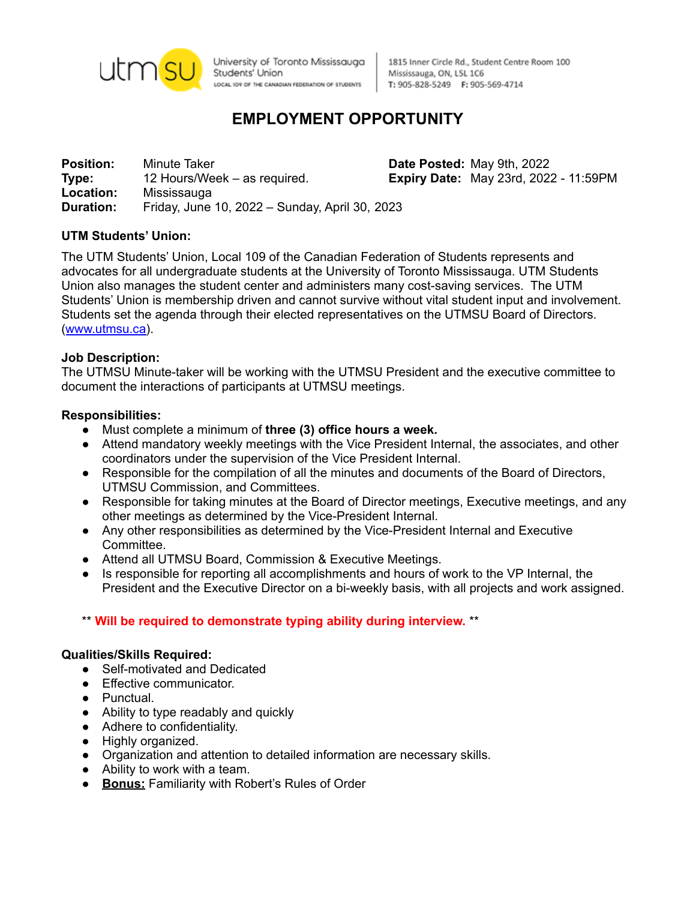utmsu University of Toronto Mississauga Students' Union
LOCAL 109 OF THE CANADIAN FEDERATION OF STUDENTS

1815 Inner Circle Rd., Student Centre Room 100
Mississauga, ON, L5L 1C6
T: 905-828-5249 F: 905-569-4714

# EMPLOYMENT OPPORTUNITY

**Position:** Minute Taker
**Type:** 12 Hours/Week – as required.
**Location:** Mississauga
**Duration:** Friday, June 10, 2022 – Sunday, April 30, 2023

**Date Posted:** May 9th, 2022
**Expiry Date:** May 23rd, 2022 - 11:59PM

**UTM Students' Union:**

The UTM Students' Union, Local 109 of the Canadian Federation of Students represents and advocates for all undergraduate students at the University of Toronto Mississauga. UTM Students Union also manages the student center and administers many cost-saving services. The UTM Students' Union is membership driven and cannot survive without vital student input and involvement. Students set the agenda through their elected representatives on the UTMSU Board of Directors. (www.utmsu.ca).

**Job Description:**

The UTMSU Minute-taker will be working with the UTMSU President and the executive committee to document the interactions of participants at UTMSU meetings.

**Responsibilities:**

- Must complete a minimum of **three (3) office hours a week.**
- Attend mandatory weekly meetings with the Vice President Internal, the associates, and other coordinators under the supervision of the Vice President Internal.
- Responsible for the compilation of all the minutes and documents of the Board of Directors, UTMSU Commission, and Committees.
- Responsible for taking minutes at the Board of Director meetings, Executive meetings, and any other meetings as determined by the Vice-President Internal.
- Any other responsibilities as determined by the Vice-President Internal and Executive Committee.
- Attend all UTMSU Board, Commission & Executive Meetings.
- Is responsible for reporting all accomplishments and hours of work to the VP Internal, the President and the Executive Director on a bi-weekly basis, with all projects and work assigned.

** **Will be required to demonstrate typing ability during interview.** **

**Qualities/Skills Required:**

- Self-motivated and Dedicated
- Effective communicator.
- Punctual.
- Ability to type readably and quickly
- Adhere to confidentiality.
- Highly organized.
- Organization and attention to detailed information are necessary skills.
- Ability to work with a team.
- **Bonus:** Familiarity with Robert's Rules of Order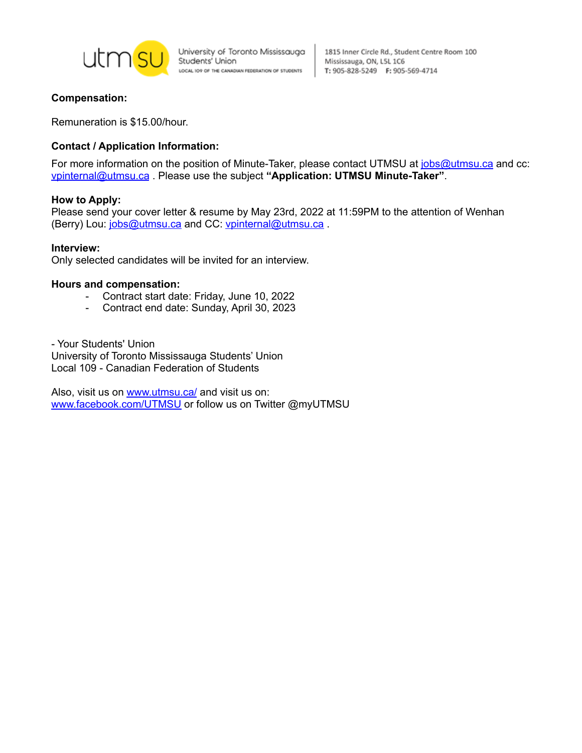**Compensation:**

Remuneration is $15.00/hour.

**Contact / Application Information:**

For more information on the position of Minute-Taker, please contact UTMSU at jobs@utmsu.ca and cc: vpinternal@utmsu.ca . Please use the subject **"Application: UTMSU Minute-Taker"**.

**How to Apply:**
Please send your cover letter & resume by May 23rd, 2022 at 11:59PM to the attention of Wenhan (Berry) Lou: jobs@utmsu.ca and CC: vpinternal@utmsu.ca .

**Interview:**
Only selected candidates will be invited for an interview.

**Hours and compensation:**

- Contract start date: Friday, June 10, 2022
- Contract end date: Sunday, April 30, 2023

\- Your Students' Union
University of Toronto Mississauga Students' Union
Local 109 - Canadian Federation of Students

Also, visit us on www.utmsu.ca/ and visit us on:
www.facebook.com/UTMSU or follow us on Twitter @myUTMSU